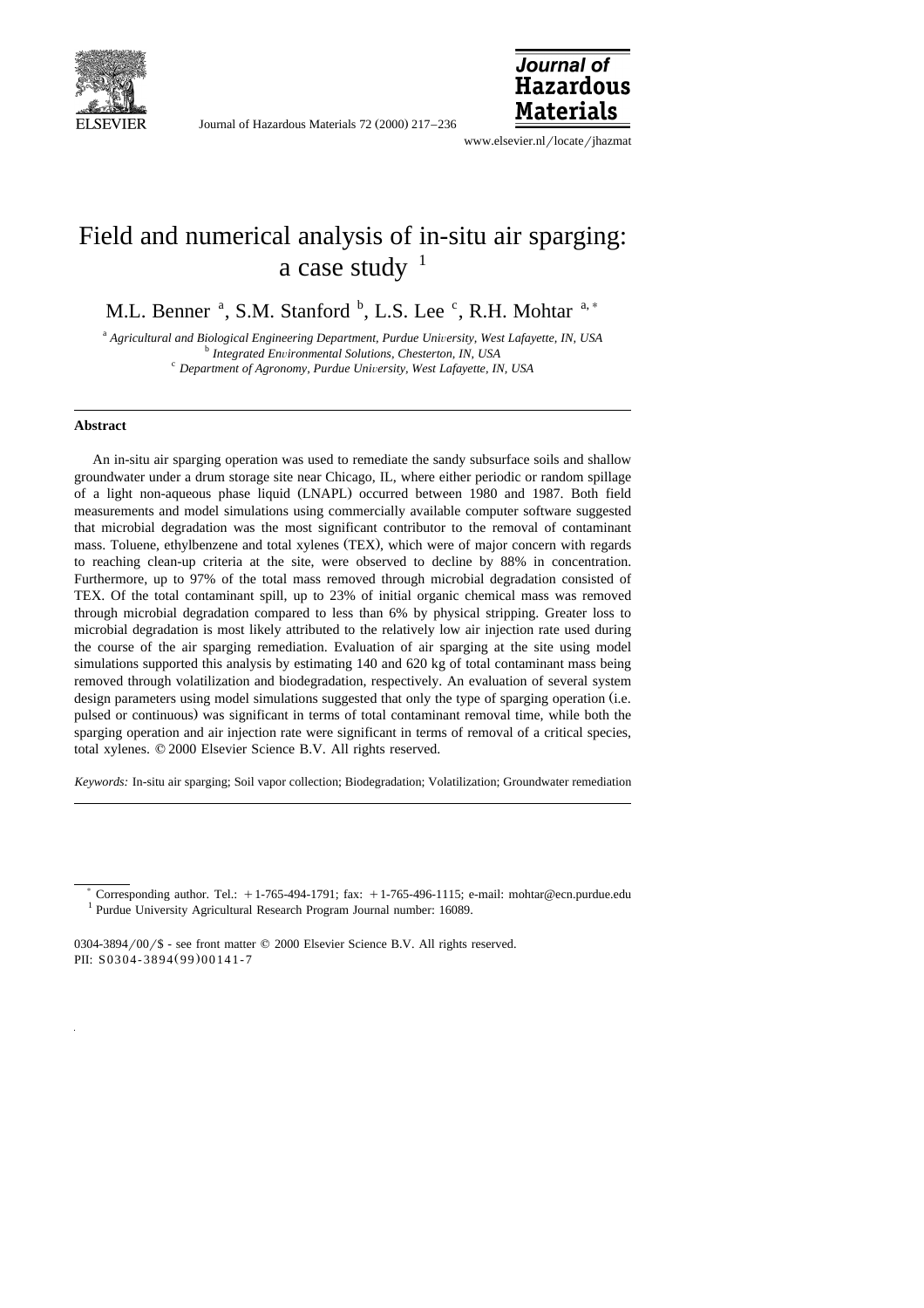# Field and numerical analysis of in-situ air sparging: a case study [1]

M.L. Benner [a], S.M. Stanford [b], L.S. Lee [c], R.H. Mohtar [a,*]

[a] *Agricultural and Biological Engineering Department, Purdue University, West Lafayette, IN, USA*
[b] *Integrated Environmental Solutions, Chesterton, IN, USA*
[c] *Department of Agronomy, Purdue University, West Lafayette, IN, USA*

---

**Abstract**

An in-situ air sparging operation was used to remediate the sandy subsurface soils and shallow groundwater under a drum storage site near Chicago, IL, where either periodic or random spillage of a light non-aqueous phase liquid (LNAPL) occurred between 1980 and 1987. Both field measurements and model simulations using commercially available computer software suggested that microbial degradation was the most significant contributor to the removal of contaminant mass. Toluene, ethylbenzene and total xylenes (TEX), which were of major concern with regards to reaching clean-up criteria at the site, were observed to decline by 88% in concentration. Furthermore, up to 97% of the total mass removed through microbial degradation consisted of TEX. Of the total contaminant spill, up to 23% of initial organic chemical mass was removed through microbial degradation compared to less than 6% by physical stripping. Greater loss to microbial degradation is most likely attributed to the relatively low air injection rate used during the course of the air sparging remediation. Evaluation of air sparging at the site using model simulations supported this analysis by estimating 140 and 620 kg of total contaminant mass being removed through volatilization and biodegradation, respectively. An evaluation of several system design parameters using model simulations suggested that only the type of sparging operation (i.e. pulsed or continuous) was significant in terms of total contaminant removal time, while both the sparging operation and air injection rate were significant in terms of removal of a critical species, total xylenes. © 2000 Elsevier Science B.V. All rights reserved.

*Keywords:* In-situ air sparging; Soil vapor collection; Biodegradation; Volatilization; Groundwater remediation

---

\* Corresponding author. Tel.: +1-765-494-1791; fax: +1-765-496-1115; e-mail: mohtar@ecn.purdue.edu
[1] Purdue University Agricultural Research Program Journal number: 16089.

0304-3894/00/$ - see front matter © 2000 Elsevier Science B.V. All rights reserved.
PII: S0304-3894(99)00141-7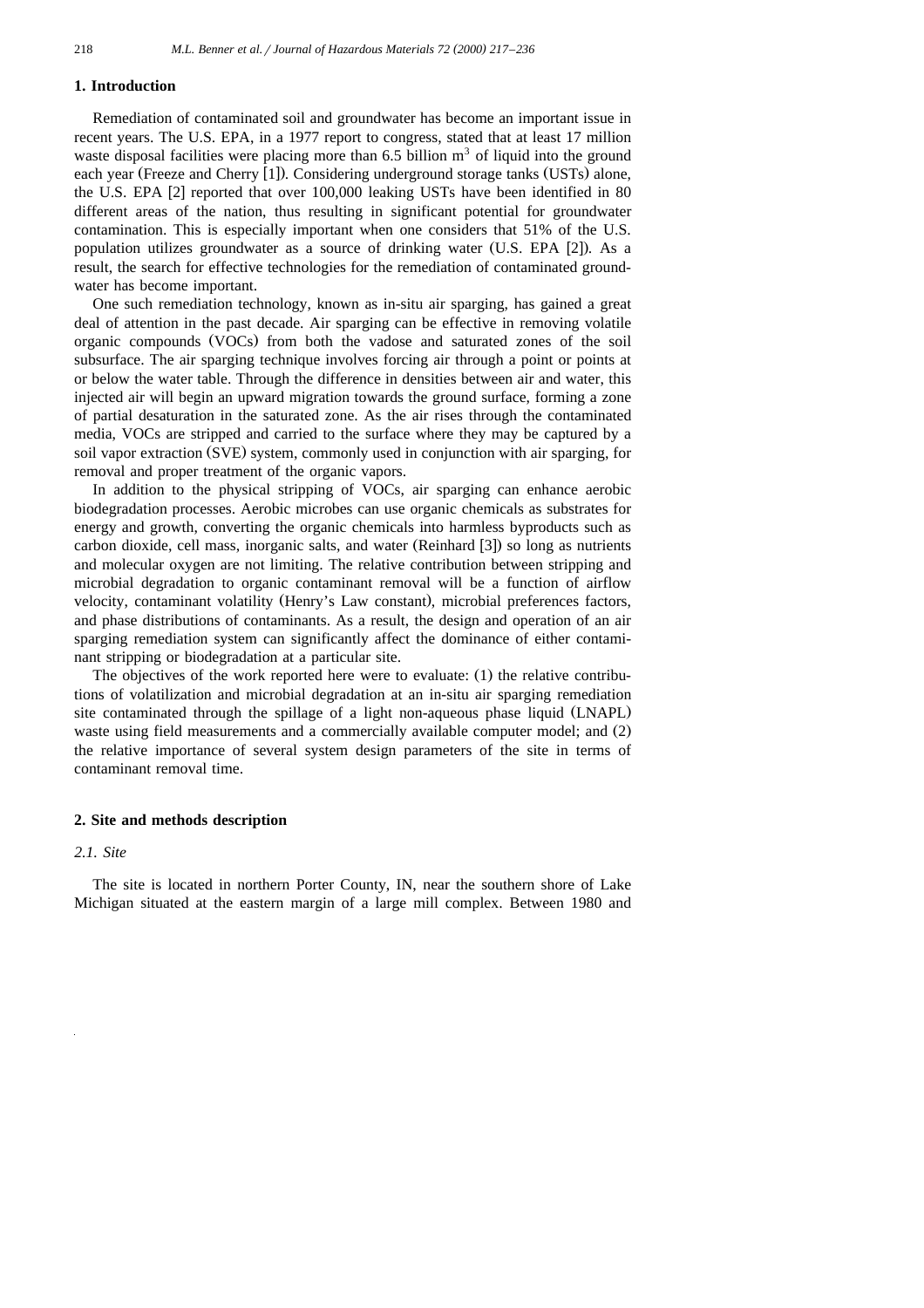## 1. Introduction

Remediation of contaminated soil and groundwater has become an important issue in recent years. The U.S. EPA, in a 1977 report to congress, stated that at least 17 million waste disposal facilities were placing more than 6.5 billion $m^3$ of liquid into the ground each year (Freeze and Cherry [1]). Considering underground storage tanks (USTs) alone, the U.S. EPA [2] reported that over 100,000 leaking USTs have been identified in 80 different areas of the nation, thus resulting in significant potential for groundwater contamination. This is especially important when one considers that 51% of the U.S. population utilizes groundwater as a source of drinking water (U.S. EPA [2]). As a result, the search for effective technologies for the remediation of contaminated groundwater has become important.

One such remediation technology, known as in-situ air sparging, has gained a great deal of attention in the past decade. Air sparging can be effective in removing volatile organic compounds (VOCs) from both the vadose and saturated zones of the soil subsurface. The air sparging technique involves forcing air through a point or points at or below the water table. Through the difference in densities between air and water, this injected air will begin an upward migration towards the ground surface, forming a zone of partial desaturation in the saturated zone. As the air rises through the contaminated media, VOCs are stripped and carried to the surface where they may be captured by a soil vapor extraction (SVE) system, commonly used in conjunction with air sparging, for removal and proper treatment of the organic vapors.

In addition to the physical stripping of VOCs, air sparging can enhance aerobic biodegradation processes. Aerobic microbes can use organic chemicals as substrates for energy and growth, converting the organic chemicals into harmless byproducts such as carbon dioxide, cell mass, inorganic salts, and water (Reinhard [3]) so long as nutrients and molecular oxygen are not limiting. The relative contribution between stripping and microbial degradation to organic contaminant removal will be a function of airflow velocity, contaminant volatility (Henry's Law constant), microbial preferences factors, and phase distributions of contaminants. As a result, the design and operation of an air sparging remediation system can significantly affect the dominance of either contaminant stripping or biodegradation at a particular site.

The objectives of the work reported here were to evaluate: (1) the relative contributions of volatilization and microbial degradation at an in-situ air sparging remediation site contaminated through the spillage of a light non-aqueous phase liquid (LNAPL) waste using field measurements and a commercially available computer model; and (2) the relative importance of several system design parameters of the site in terms of contaminant removal time.

## 2. Site and methods description

### 2.1. Site

The site is located in northern Porter County, IN, near the southern shore of Lake Michigan situated at the eastern margin of a large mill complex. Between 1980 and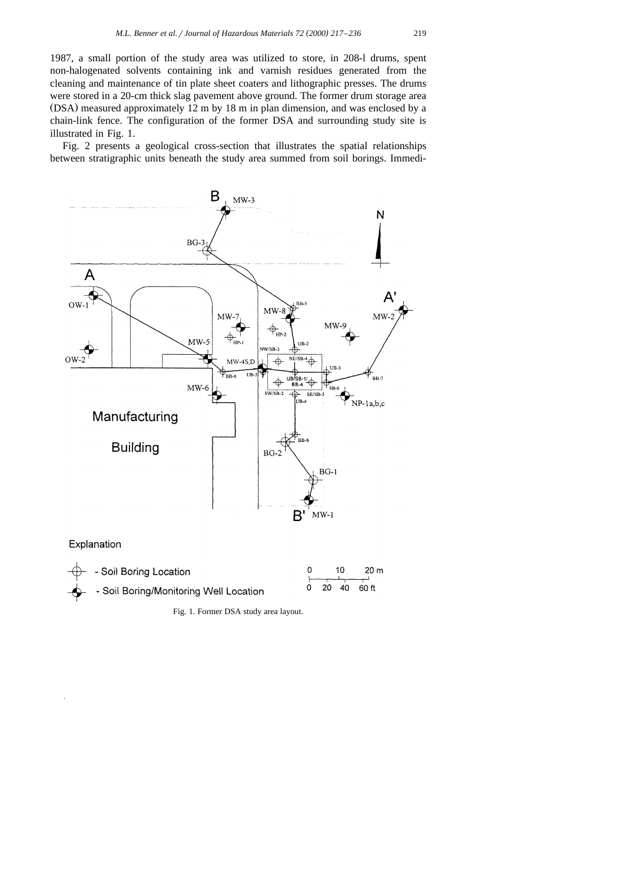1987, a small portion of the study area was utilized to store, in 208-l drums, spent non-halogenated solvents containing ink and varnish residues generated from the cleaning and maintenance of tin plate sheet coaters and lithographic presses. The drums were stored in a 20-cm thick slag pavement above ground. The former drum storage area (DSA) measured approximately 12 m by 18 m in plan dimension, and was enclosed by a chain-link fence. The configuration of the former DSA and surrounding study site is illustrated in Fig. 1.

Fig. 2 presents a geological cross-section that illustrates the spatial relationships between stratigraphic units beneath the study area summed from soil borings. Immedi-

Fig. 1. Former DSA study area layout.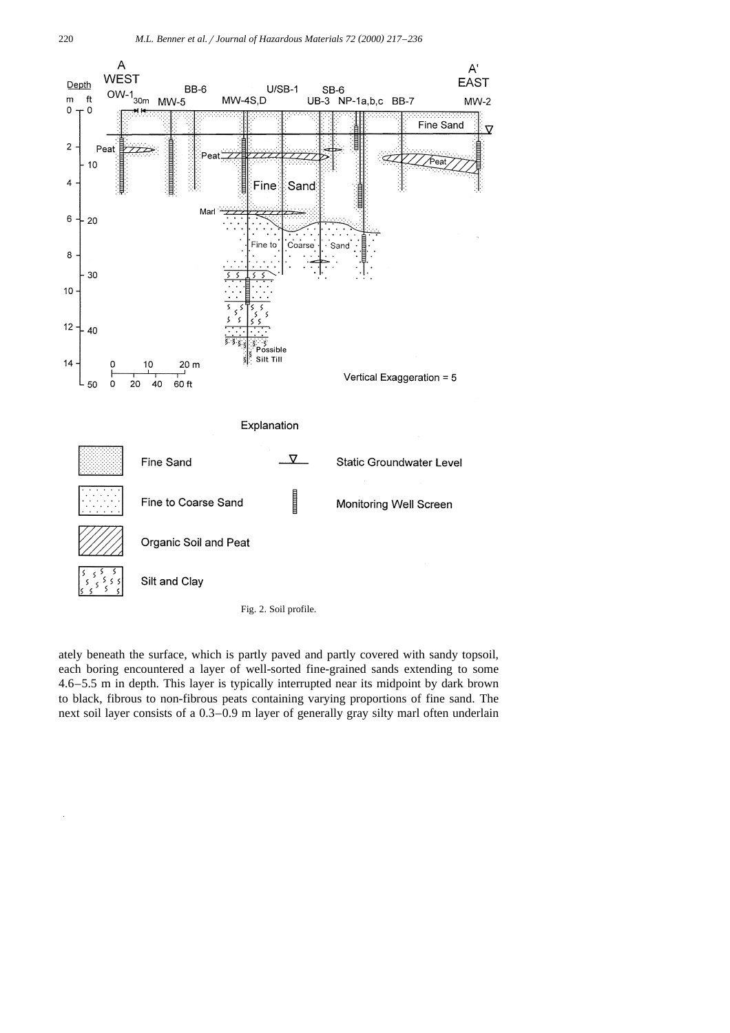Fig. 2. Soil profile.

ately beneath the surface, which is partly paved and partly covered with sandy topsoil, each boring encountered a layer of well-sorted fine-grained sands extending to some 4.6–5.5 m in depth. This layer is typically interrupted near its midpoint by dark brown to black, fibrous to non-fibrous peats containing varying proportions of fine sand. The next soil layer consists of a 0.3–0.9 m layer of generally gray silty marl often underlain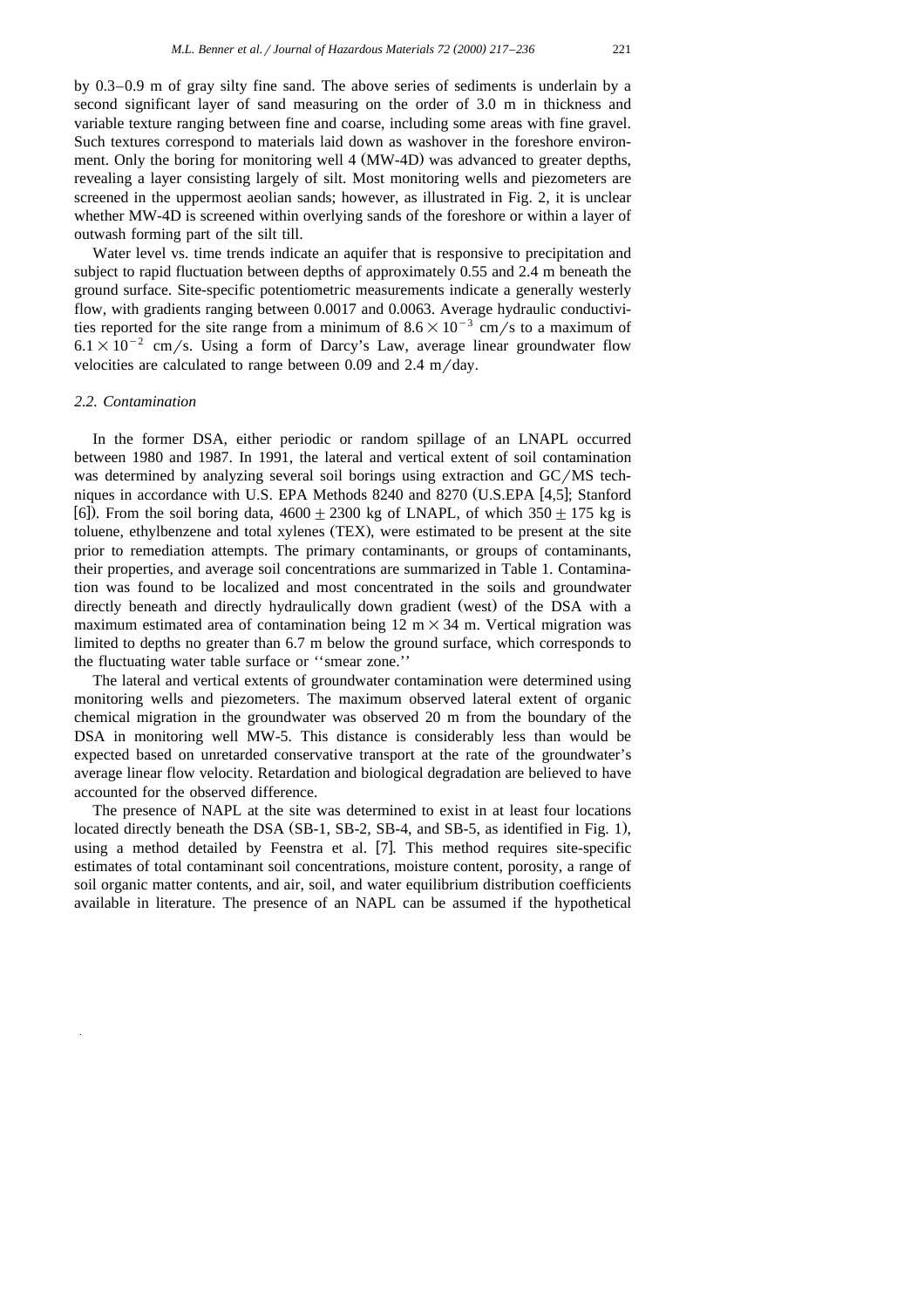by 0.3–0.9 m of gray silty fine sand. The above series of sediments is underlain by a second significant layer of sand measuring on the order of 3.0 m in thickness and variable texture ranging between fine and coarse, including some areas with fine gravel. Such textures correspond to materials laid down as washover in the foreshore environment. Only the boring for monitoring well 4 (MW-4D) was advanced to greater depths, revealing a layer consisting largely of silt. Most monitoring wells and piezometers are screened in the uppermost aeolian sands; however, as illustrated in Fig. 2, it is unclear whether MW-4D is screened within overlying sands of the foreshore or within a layer of outwash forming part of the silt till.

Water level vs. time trends indicate an aquifer that is responsive to precipitation and subject to rapid fluctuation between depths of approximately 0.55 and 2.4 m beneath the ground surface. Site-specific potentiometric measurements indicate a generally westerly flow, with gradients ranging between 0.0017 and 0.0063. Average hydraulic conductivities reported for the site range from a minimum of $8.6 \times 10^{-3}$ cm/s to a maximum of $6.1 \times 10^{-2}$ cm/s. Using a form of Darcy's Law, average linear groundwater flow velocities are calculated to range between 0.09 and 2.4 m/day.

### *2.2. Contamination*

In the former DSA, either periodic or random spillage of an LNAPL occurred between 1980 and 1987. In 1991, the lateral and vertical extent of soil contamination was determined by analyzing several soil borings using extraction and GC/MS techniques in accordance with U.S. EPA Methods 8240 and 8270 (U.S.EPA [4,5]; Stanford [6]). From the soil boring data, $4600 \pm 2300$ kg of LNAPL, of which $350 \pm 175$ kg is toluene, ethylbenzene and total xylenes (TEX), were estimated to be present at the site prior to remediation attempts. The primary contaminants, or groups of contaminants, their properties, and average soil concentrations are summarized in Table 1. Contamination was found to be localized and most concentrated in the soils and groundwater directly beneath and directly hydraulically down gradient (west) of the DSA with a maximum estimated area of contamination being 12 m $\times$ 34 m. Vertical migration was limited to depths no greater than 6.7 m below the ground surface, which corresponds to the fluctuating water table surface or ''smear zone.''

The lateral and vertical extents of groundwater contamination were determined using monitoring wells and piezometers. The maximum observed lateral extent of organic chemical migration in the groundwater was observed 20 m from the boundary of the DSA in monitoring well MW-5. This distance is considerably less than would be expected based on unretarded conservative transport at the rate of the groundwater's average linear flow velocity. Retardation and biological degradation are believed to have accounted for the observed difference.

The presence of NAPL at the site was determined to exist in at least four locations located directly beneath the DSA (SB-1, SB-2, SB-4, and SB-5, as identified in Fig. 1), using a method detailed by Feenstra et al. [7]. This method requires site-specific estimates of total contaminant soil concentrations, moisture content, porosity, a range of soil organic matter contents, and air, soil, and water equilibrium distribution coefficients available in literature. The presence of an NAPL can be assumed if the hypothetical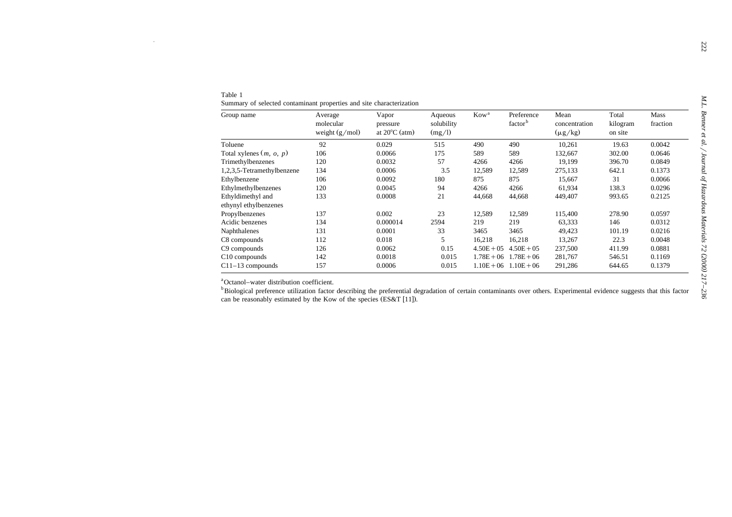Table 1
Summary of selected contaminant properties and site characterization

| Group name | Average molecular weight (g/mol) | Vapor pressure at 20°C (atm) | Aqueous solubility (mg/l) | Kow[a] | Preference factor[b] | Mean concentration (μg/kg) | Total kilogram on site | Mass fraction |
|---|---|---|---|---|---|---|---|---|
| Toluene | 92 | 0.029 | 515 | 490 | 490 | 10,261 | 19.63 | 0.0042 |
| Total xylenes (*m*, *o*, *p*) | 106 | 0.0066 | 175 | 589 | 589 | 132,667 | 302.00 | 0.0646 |
| Trimethylbenzenes | 120 | 0.0032 | 57 | 4266 | 4266 | 19,199 | 396.70 | 0.0849 |
| 1,2,3,5-Tetramethylbenzene | 134 | 0.0006 | 3.5 | 12,589 | 12,589 | 275,133 | 642.1 | 0.1373 |
| Ethylbenzene | 106 | 0.0092 | 180 | 875 | 875 | 15,667 | 31 | 0.0066 |
| Ethylmethylbenzenes | 120 | 0.0045 | 94 | 4266 | 4266 | 61,934 | 138.3 | 0.0296 |
| Ethyldimethyl and ethynyl ethylbenzenes | 133 | 0.0008 | 21 | 44,668 | 44,668 | 449,407 | 993.65 | 0.2125 |
| Propylbenzenes | 137 | 0.002 | 23 | 12,589 | 12,589 | 115,400 | 278.90 | 0.0597 |
| Acidic benzenes | 134 | 0.000014 | 2594 | 219 | 219 | 63,333 | 146 | 0.0312 |
| Naphthalenes | 131 | 0.0001 | 33 | 3465 | 3465 | 49,423 | 101.19 | 0.0216 |
| C8 compounds | 112 | 0.018 | 5 | 16,218 | 16,218 | 13,267 | 22.3 | 0.0048 |
| C9 compounds | 126 | 0.0062 | 0.15 | 4.50E+05 | 4.50E+05 | 237,500 | 411.99 | 0.0881 |
| C10 compounds | 142 | 0.0018 | 0.015 | 1.78E+06 | 1.78E+06 | 281,767 | 546.51 | 0.1169 |
| C11–13 compounds | 157 | 0.0006 | 0.015 | 1.10E+06 | 1.10E+06 | 291,286 | 644.65 | 0.1379 |

[a] Octanol–water distribution coefficient.

[b] Biological preference utilization factor describing the preferential degradation of certain contaminants over others. Experimental evidence suggests that this factor can be reasonably estimated by the Kow of the species (ES&T [11]).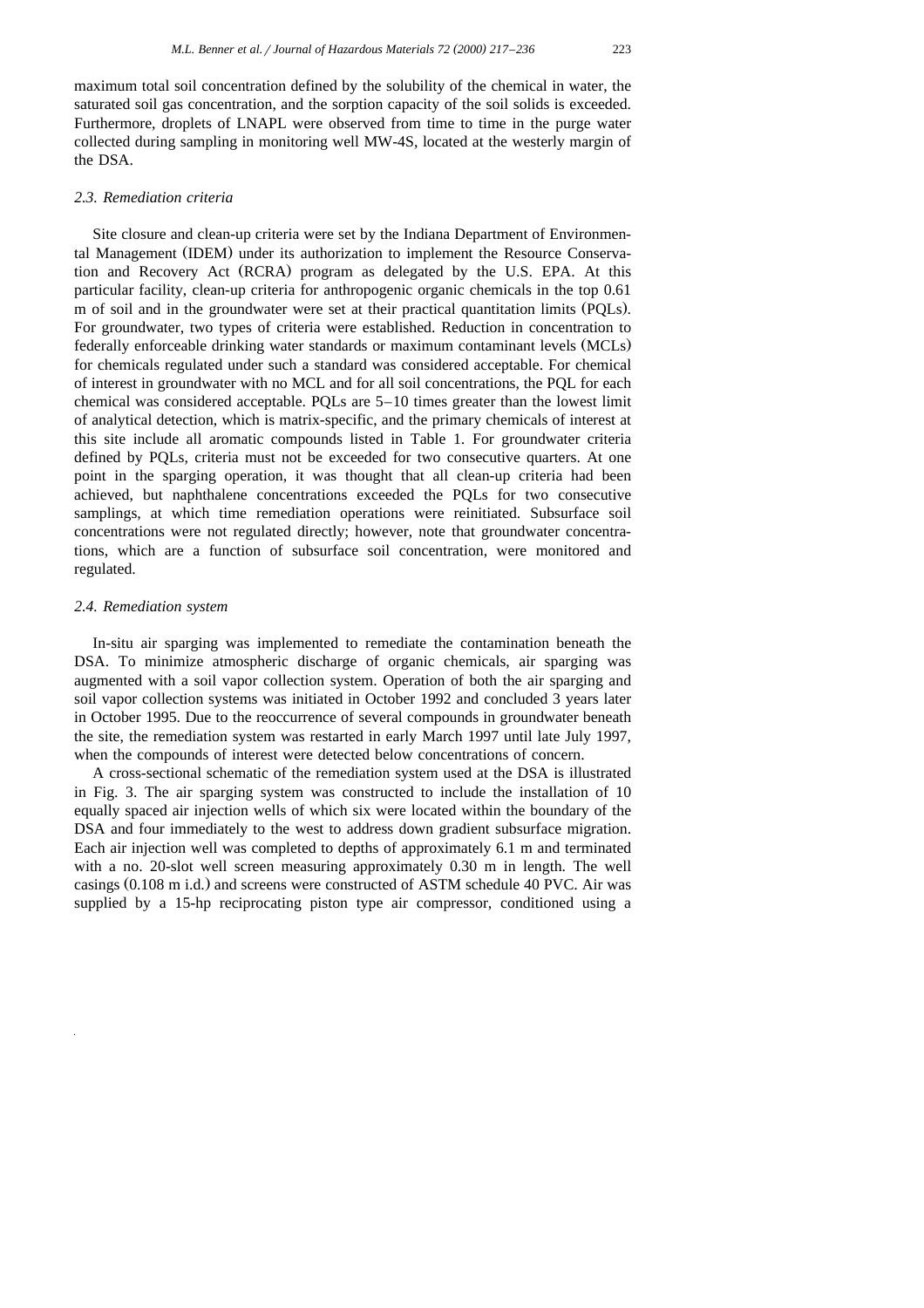maximum total soil concentration defined by the solubility of the chemical in water, the saturated soil gas concentration, and the sorption capacity of the soil solids is exceeded. Furthermore, droplets of LNAPL were observed from time to time in the purge water collected during sampling in monitoring well MW-4S, located at the westerly margin of the DSA.

### *2.3. Remediation criteria*

Site closure and clean-up criteria were set by the Indiana Department of Environmental Management (IDEM) under its authorization to implement the Resource Conservation and Recovery Act (RCRA) program as delegated by the U.S. EPA. At this particular facility, clean-up criteria for anthropogenic organic chemicals in the top 0.61 m of soil and in the groundwater were set at their practical quantitation limits (PQLs). For groundwater, two types of criteria were established. Reduction in concentration to federally enforceable drinking water standards or maximum contaminant levels (MCLs) for chemicals regulated under such a standard was considered acceptable. For chemical of interest in groundwater with no MCL and for all soil concentrations, the PQL for each chemical was considered acceptable. PQLs are 5–10 times greater than the lowest limit of analytical detection, which is matrix-specific, and the primary chemicals of interest at this site include all aromatic compounds listed in Table 1. For groundwater criteria defined by PQLs, criteria must not be exceeded for two consecutive quarters. At one point in the sparging operation, it was thought that all clean-up criteria had been achieved, but naphthalene concentrations exceeded the PQLs for two consecutive samplings, at which time remediation operations were reinitiated. Subsurface soil concentrations were not regulated directly; however, note that groundwater concentrations, which are a function of subsurface soil concentration, were monitored and regulated.

### *2.4. Remediation system*

In-situ air sparging was implemented to remediate the contamination beneath the DSA. To minimize atmospheric discharge of organic chemicals, air sparging was augmented with a soil vapor collection system. Operation of both the air sparging and soil vapor collection systems was initiated in October 1992 and concluded 3 years later in October 1995. Due to the reoccurrence of several compounds in groundwater beneath the site, the remediation system was restarted in early March 1997 until late July 1997, when the compounds of interest were detected below concentrations of concern.

A cross-sectional schematic of the remediation system used at the DSA is illustrated in Fig. 3. The air sparging system was constructed to include the installation of 10 equally spaced air injection wells of which six were located within the boundary of the DSA and four immediately to the west to address down gradient subsurface migration. Each air injection well was completed to depths of approximately 6.1 m and terminated with a no. 20-slot well screen measuring approximately 0.30 m in length. The well casings (0.108 m i.d.) and screens were constructed of ASTM schedule 40 PVC. Air was supplied by a 15-hp reciprocating piston type air compressor, conditioned using a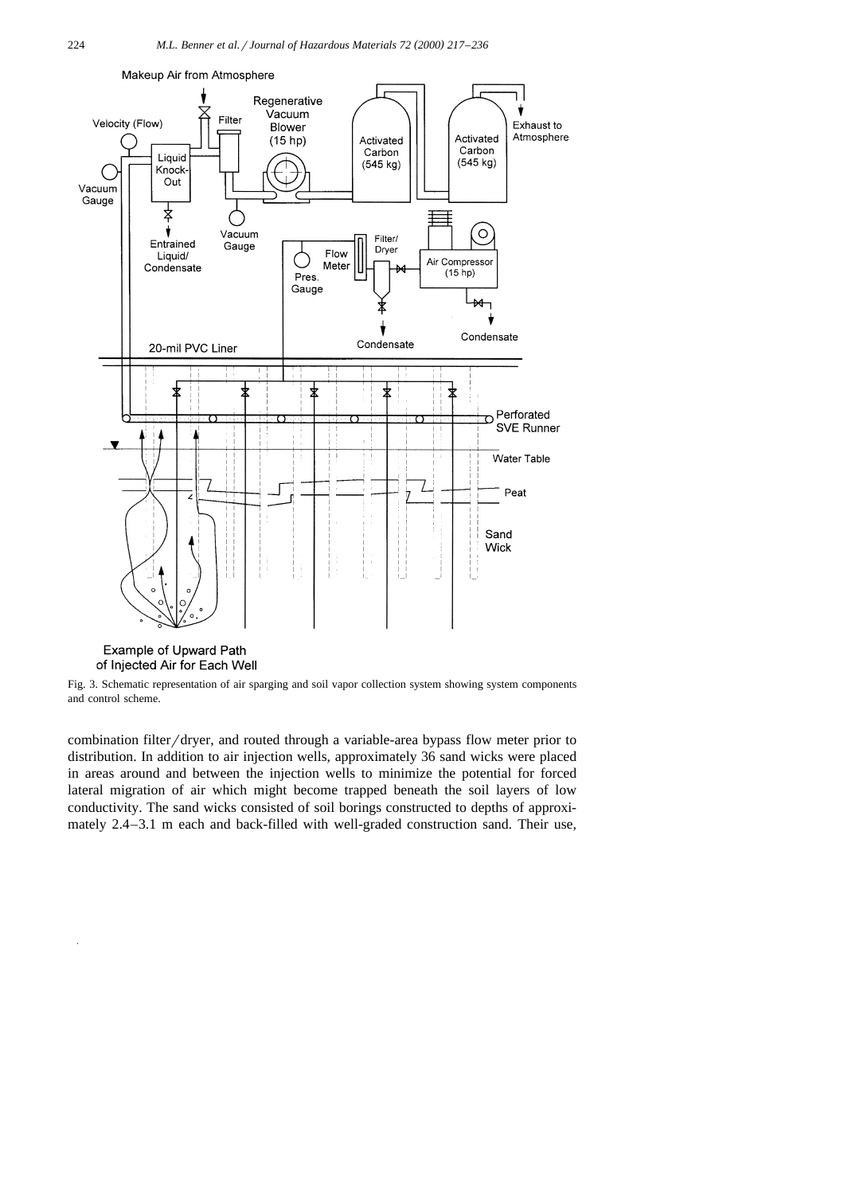Fig. 3. Schematic representation of air sparging and soil vapor collection system showing system components and control scheme.

combination filter/dryer, and routed through a variable-area bypass flow meter prior to distribution. In addition to air injection wells, approximately 36 sand wicks were placed in areas around and between the injection wells to minimize the potential for forced lateral migration of air which might become trapped beneath the soil layers of low conductivity. The sand wicks consisted of soil borings constructed to depths of approximately 2.4–3.1 m each and back-filled with well-graded construction sand. Their use,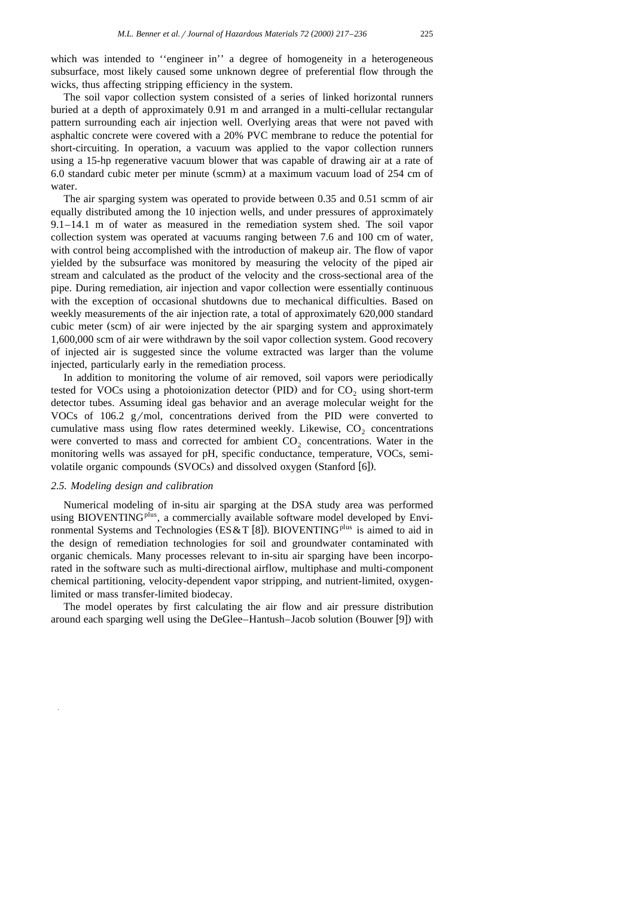which was intended to ''engineer in'' a degree of homogeneity in a heterogeneous subsurface, most likely caused some unknown degree of preferential flow through the wicks, thus affecting stripping efficiency in the system.

The soil vapor collection system consisted of a series of linked horizontal runners buried at a depth of approximately 0.91 m and arranged in a multi-cellular rectangular pattern surrounding each air injection well. Overlying areas that were not paved with asphaltic concrete were covered with a 20% PVC membrane to reduce the potential for short-circuiting. In operation, a vacuum was applied to the vapor collection runners using a 15-hp regenerative vacuum blower that was capable of drawing air at a rate of 6.0 standard cubic meter per minute (scmm) at a maximum vacuum load of 254 cm of water.

The air sparging system was operated to provide between 0.35 and 0.51 scmm of air equally distributed among the 10 injection wells, and under pressures of approximately 9.1–14.1 m of water as measured in the remediation system shed. The soil vapor collection system was operated at vacuums ranging between 7.6 and 100 cm of water, with control being accomplished with the introduction of makeup air. The flow of vapor yielded by the subsurface was monitored by measuring the velocity of the piped air stream and calculated as the product of the velocity and the cross-sectional area of the pipe. During remediation, air injection and vapor collection were essentially continuous with the exception of occasional shutdowns due to mechanical difficulties. Based on weekly measurements of the air injection rate, a total of approximately 620,000 standard cubic meter (scm) of air were injected by the air sparging system and approximately 1,600,000 scm of air were withdrawn by the soil vapor collection system. Good recovery of injected air is suggested since the volume extracted was larger than the volume injected, particularly early in the remediation process.

In addition to monitoring the volume of air removed, soil vapors were periodically tested for VOCs using a photoionization detector (PID) and for $CO_2$ using short-term detector tubes. Assuming ideal gas behavior and an average molecular weight for the VOCs of 106.2 g/mol, concentrations derived from the PID were converted to cumulative mass using flow rates determined weekly. Likewise, $CO_2$ concentrations were converted to mass and corrected for ambient $CO_2$ concentrations. Water in the monitoring wells was assayed for pH, specific conductance, temperature, VOCs, semi-volatile organic compounds (SVOCs) and dissolved oxygen (Stanford [6]).

### 2.5. Modeling design and calibration

Numerical modeling of in-situ air sparging at the DSA study area was performed using BIOVENTING$^{plus}$, a commercially available software model developed by Environmental Systems and Technologies (ES&T [8]). BIOVENTING$^{plus}$ is aimed to aid in the design of remediation technologies for soil and groundwater contaminated with organic chemicals. Many processes relevant to in-situ air sparging have been incorporated in the software such as multi-directional airflow, multiphase and multi-component chemical partitioning, velocity-dependent vapor stripping, and nutrient-limited, oxygen-limited or mass transfer-limited biodecay.

The model operates by first calculating the air flow and air pressure distribution around each sparging well using the DeGlee–Hantush–Jacob solution (Bouwer [9]) with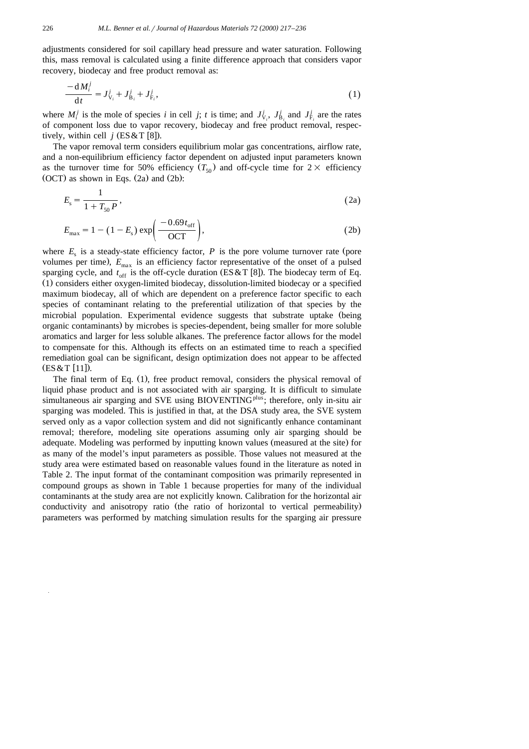adjustments considered for soil capillary head pressure and water saturation. Following this, mass removal is calculated using a finite difference approach that considers vapor recovery, biodecay and free product removal as:

$$\frac{-\mathrm{d}M_i^j}{\mathrm{d}t} = J_{V_i}^j + J_{B_i}^j + J_{F_i}^j, \tag{1}$$

where $M_i^j$ is the mole of species $i$ in cell $j$; $t$ is time; and $J_{V_i}^j$, $J_{B_i}^j$ and $J_{F_i}^j$ are the rates of component loss due to vapor recovery, biodecay and free product removal, respectively, within cell $j$ (ES&T [8]).

The vapor removal term considers equilibrium molar gas concentrations, airflow rate, and a non-equilibrium efficiency factor dependent on adjusted input parameters known as the turnover time for 50% efficiency ($T_{50}$) and off-cycle time for $2\times$ efficiency (OCT) as shown in Eqs. (2a) and (2b):

$$E_s = \frac{1}{1 + T_{50}P}, \tag{2a}$$

$$E_{\max} = 1 - (1 - E_s)\exp\left(\frac{-0.69t_{\text{off}}}{\text{OCT}}\right), \tag{2b}$$

where $E_s$ is a steady-state efficiency factor, $P$ is the pore volume turnover rate (pore volumes per time), $E_{\max}$ is an efficiency factor representative of the onset of a pulsed sparging cycle, and $t_{\text{off}}$ is the off-cycle duration (ES&T [8]). The biodecay term of Eq. (1) considers either oxygen-limited biodecay, dissolution-limited biodecay or a specified maximum biodecay, all of which are dependent on a preference factor specific to each species of contaminant relating to the preferential utilization of that species by the microbial population. Experimental evidence suggests that substrate uptake (being organic contaminants) by microbes is species-dependent, being smaller for more soluble aromatics and larger for less soluble alkanes. The preference factor allows for the model to compensate for this. Although its effects on an estimated time to reach a specified remediation goal can be significant, design optimization does not appear to be affected (ES&T [11]).

The final term of Eq. (1), free product removal, considers the physical removal of liquid phase product and is not associated with air sparging. It is difficult to simulate simultaneous air sparging and SVE using BIOVENTING[plus]; therefore, only in-situ air sparging was modeled. This is justified in that, at the DSA study area, the SVE system served only as a vapor collection system and did not significantly enhance contaminant removal; therefore, modeling site operations assuming only air sparging should be adequate. Modeling was performed by inputting known values (measured at the site) for as many of the model's input parameters as possible. Those values not measured at the study area were estimated based on reasonable values found in the literature as noted in Table 2. The input format of the contaminant composition was primarily represented in compound groups as shown in Table 1 because properties for many of the individual contaminants at the study area are not explicitly known. Calibration for the horizontal air conductivity and anisotropy ratio (the ratio of horizontal to vertical permeability) parameters was performed by matching simulation results for the sparging air pressure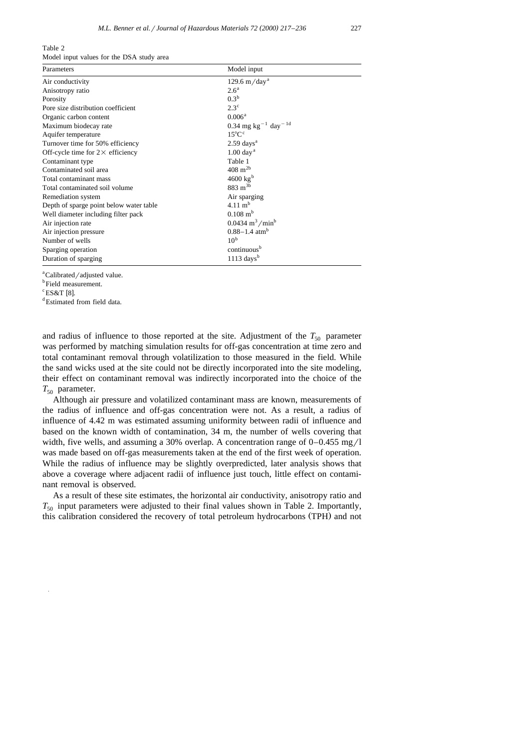Table 2
Model input values for the DSA study area

| Parameters | Model input |
|---|---|
| Air conductivity | 129.6 m/day [a] |
| Anisotropy ratio | 2.6 [a] |
| Porosity | 0.3 [b] |
| Pore size distribution coefficient | 2.3 [c] |
| Organic carbon content | 0.006 [a] |
| Maximum biodecay rate | 0.34 mg $kg^{-1}$ $day^{-1}$ [d] |
| Aquifer temperature | 15°C [c] |
| Turnover time for 50% efficiency | 2.59 days [a] |
| Off-cycle time for 2× efficiency | 1.00 day [a] |
| Contaminant type | Table 1 |
| Contaminated soil area | 408 $m^2$ [b] |
| Total contaminant mass | 4600 kg [b] |
| Total contaminated soil volume | 883 $m^3$ [b] |
| Remediation system | Air sparging |
| Depth of sparge point below water table | 4.11 m [b] |
| Well diameter including filter pack | 0.108 m [b] |
| Air injection rate | 0.0434 $m^3$/min [b] |
| Air injection pressure | 0.88–1.4 atm [b] |
| Number of wells | 10 [b] |
| Sparging operation | continuous [b] |
| Duration of sparging | 1113 days [b] |

[a] Calibrated/adjusted value.
[b] Field measurement.
[c] ES&T [8].
[d] Estimated from field data.

and radius of influence to those reported at the site. Adjustment of the $T_{50}$ parameter was performed by matching simulation results for off-gas concentration at time zero and total contaminant removal through volatilization to those measured in the field. While the sand wicks used at the site could not be directly incorporated into the site modeling, their effect on contaminant removal was indirectly incorporated into the choice of the $T_{50}$ parameter.

Although air pressure and volatilized contaminant mass are known, measurements of the radius of influence and off-gas concentration were not. As a result, a radius of influence of 4.42 m was estimated assuming uniformity between radii of influence and based on the known width of contamination, 34 m, the number of wells covering that width, five wells, and assuming a 30% overlap. A concentration range of 0–0.455 mg/l was made based on off-gas measurements taken at the end of the first week of operation. While the radius of influence may be slightly overpredicted, later analysis shows that above a coverage where adjacent radii of influence just touch, little effect on contaminant removal is observed.

As a result of these site estimates, the horizontal air conductivity, anisotropy ratio and $T_{50}$ input parameters were adjusted to their final values shown in Table 2. Importantly, this calibration considered the recovery of total petroleum hydrocarbons (TPH) and not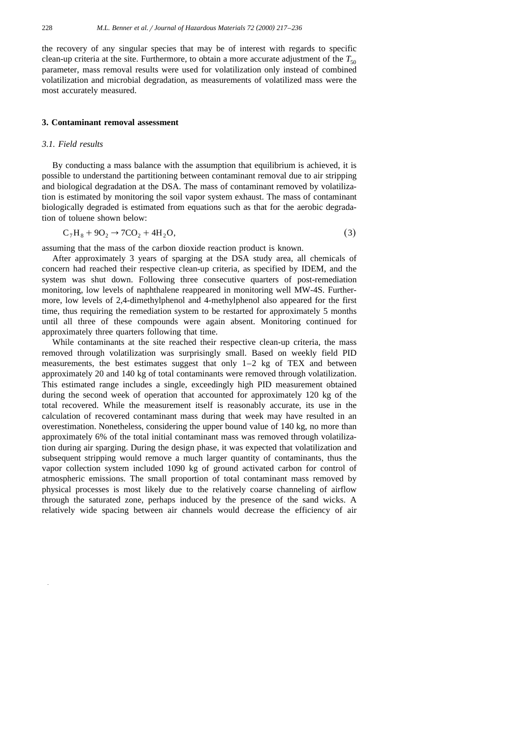the recovery of any singular species that may be of interest with regards to specific clean-up criteria at the site. Furthermore, to obtain a more accurate adjustment of the $T_{50}$ parameter, mass removal results were used for volatilization only instead of combined volatilization and microbial degradation, as measurements of volatilized mass were the most accurately measured.

## 3. Contaminant removal assessment

### *3.1. Field results*

By conducting a mass balance with the assumption that equilibrium is achieved, it is possible to understand the partitioning between contaminant removal due to air stripping and biological degradation at the DSA. The mass of contaminant removed by volatilization is estimated by monitoring the soil vapor system exhaust. The mass of contaminant biologically degraded is estimated from equations such as that for the aerobic degradation of toluene shown below:

$$C_7H_8 + 9O_2 \rightarrow 7CO_2 + 4H_2O, \tag{3}$$

assuming that the mass of the carbon dioxide reaction product is known.

After approximately 3 years of sparging at the DSA study area, all chemicals of concern had reached their respective clean-up criteria, as specified by IDEM, and the system was shut down. Following three consecutive quarters of post-remediation monitoring, low levels of naphthalene reappeared in monitoring well MW-4S. Furthermore, low levels of 2,4-dimethylphenol and 4-methylphenol also appeared for the first time, thus requiring the remediation system to be restarted for approximately 5 months until all three of these compounds were again absent. Monitoring continued for approximately three quarters following that time.

While contaminants at the site reached their respective clean-up criteria, the mass removed through volatilization was surprisingly small. Based on weekly field PID measurements, the best estimates suggest that only 1–2 kg of TEX and between approximately 20 and 140 kg of total contaminants were removed through volatilization. This estimated range includes a single, exceedingly high PID measurement obtained during the second week of operation that accounted for approximately 120 kg of the total recovered. While the measurement itself is reasonably accurate, its use in the calculation of recovered contaminant mass during that week may have resulted in an overestimation. Nonetheless, considering the upper bound value of 140 kg, no more than approximately 6% of the total initial contaminant mass was removed through volatilization during air sparging. During the design phase, it was expected that volatilization and subsequent stripping would remove a much larger quantity of contaminants, thus the vapor collection system included 1090 kg of ground activated carbon for control of atmospheric emissions. The small proportion of total contaminant mass removed by physical processes is most likely due to the relatively coarse channeling of airflow through the saturated zone, perhaps induced by the presence of the sand wicks. A relatively wide spacing between air channels would decrease the efficiency of air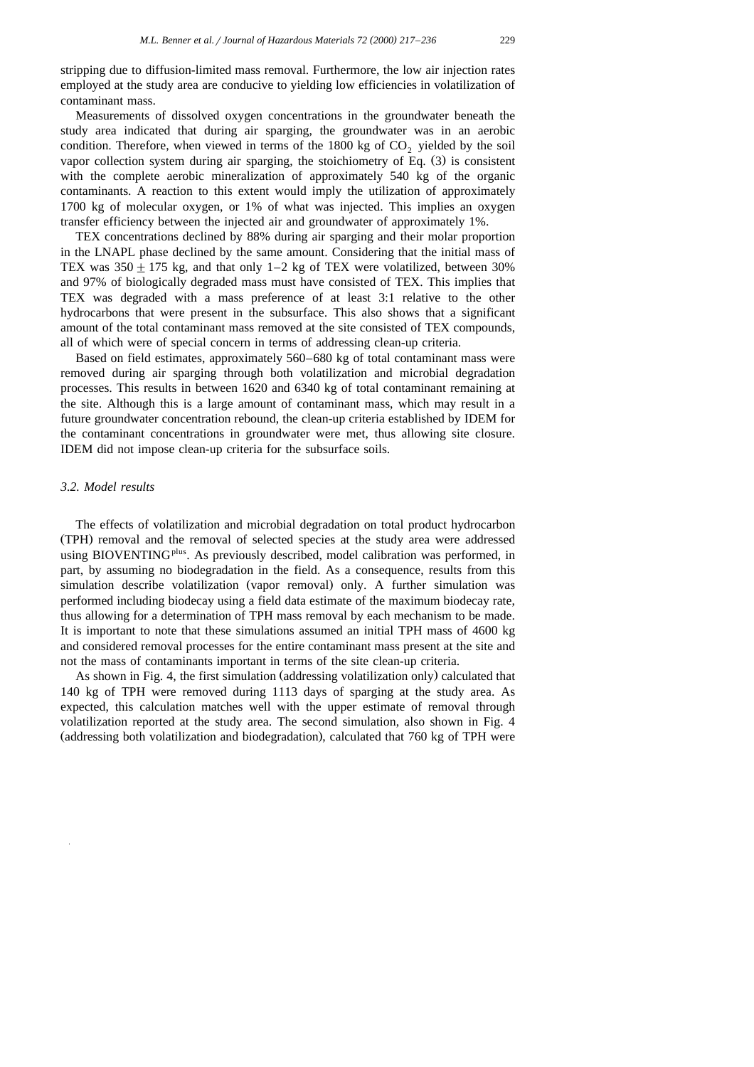stripping due to diffusion-limited mass removal. Furthermore, the low air injection rates employed at the study area are conducive to yielding low efficiencies in volatilization of contaminant mass.

Measurements of dissolved oxygen concentrations in the groundwater beneath the study area indicated that during air sparging, the groundwater was in an aerobic condition. Therefore, when viewed in terms of the 1800 kg of $CO_2$ yielded by the soil vapor collection system during air sparging, the stoichiometry of Eq. (3) is consistent with the complete aerobic mineralization of approximately 540 kg of the organic contaminants. A reaction to this extent would imply the utilization of approximately 1700 kg of molecular oxygen, or 1% of what was injected. This implies an oxygen transfer efficiency between the injected air and groundwater of approximately 1%.

TEX concentrations declined by 88% during air sparging and their molar proportion in the LNAPL phase declined by the same amount. Considering that the initial mass of TEX was $350 \pm 175$ kg, and that only 1–2 kg of TEX were volatilized, between 30% and 97% of biologically degraded mass must have consisted of TEX. This implies that TEX was degraded with a mass preference of at least 3:1 relative to the other hydrocarbons that were present in the subsurface. This also shows that a significant amount of the total contaminant mass removed at the site consisted of TEX compounds, all of which were of special concern in terms of addressing clean-up criteria.

Based on field estimates, approximately 560–680 kg of total contaminant mass were removed during air sparging through both volatilization and microbial degradation processes. This results in between 1620 and 6340 kg of total contaminant remaining at the site. Although this is a large amount of contaminant mass, which may result in a future groundwater concentration rebound, the clean-up criteria established by IDEM for the contaminant concentrations in groundwater were met, thus allowing site closure. IDEM did not impose clean-up criteria for the subsurface soils.

### *3.2. Model results*

The effects of volatilization and microbial degradation on total product hydrocarbon (TPH) removal and the removal of selected species at the study area were addressed using BIOVENTING$^{plus}$. As previously described, model calibration was performed, in part, by assuming no biodegradation in the field. As a consequence, results from this simulation describe volatilization (vapor removal) only. A further simulation was performed including biodecay using a field data estimate of the maximum biodecay rate, thus allowing for a determination of TPH mass removal by each mechanism to be made. It is important to note that these simulations assumed an initial TPH mass of 4600 kg and considered removal processes for the entire contaminant mass present at the site and not the mass of contaminants important in terms of the site clean-up criteria.

As shown in Fig. 4, the first simulation (addressing volatilization only) calculated that 140 kg of TPH were removed during 1113 days of sparging at the study area. As expected, this calculation matches well with the upper estimate of removal through volatilization reported at the study area. The second simulation, also shown in Fig. 4 (addressing both volatilization and biodegradation), calculated that 760 kg of TPH were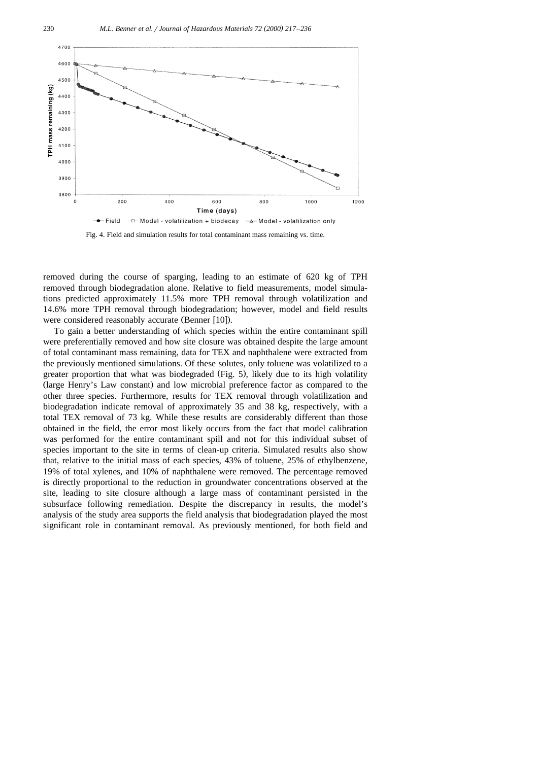Fig. 4. Field and simulation results for total contaminant mass remaining vs. time.

removed during the course of sparging, leading to an estimate of 620 kg of TPH removed through biodegradation alone. Relative to field measurements, model simulations predicted approximately 11.5% more TPH removal through volatilization and 14.6% more TPH removal through biodegradation; however, model and field results were considered reasonably accurate (Benner [10]).

To gain a better understanding of which species within the entire contaminant spill were preferentially removed and how site closure was obtained despite the large amount of total contaminant mass remaining, data for TEX and naphthalene were extracted from the previously mentioned simulations. Of these solutes, only toluene was volatilized to a greater proportion that what was biodegraded (Fig. 5), likely due to its high volatility (large Henry's Law constant) and low microbial preference factor as compared to the other three species. Furthermore, results for TEX removal through volatilization and biodegradation indicate removal of approximately 35 and 38 kg, respectively, with a total TEX removal of 73 kg. While these results are considerably different than those obtained in the field, the error most likely occurs from the fact that model calibration was performed for the entire contaminant spill and not for this individual subset of species important to the site in terms of clean-up criteria. Simulated results also show that, relative to the initial mass of each species, 43% of toluene, 25% of ethylbenzene, 19% of total xylenes, and 10% of naphthalene were removed. The percentage removed is directly proportional to the reduction in groundwater concentrations observed at the site, leading to site closure although a large mass of contaminant persisted in the subsurface following remediation. Despite the discrepancy in results, the model's analysis of the study area supports the field analysis that biodegradation played the most significant role in contaminant removal. As previously mentioned, for both field and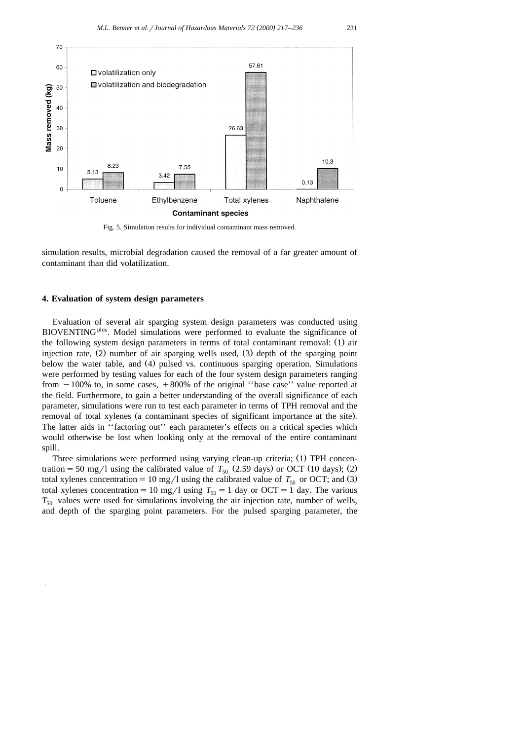Fig. 5. Simulation results for individual contaminant mass removed.

simulation results, microbial degradation caused the removal of a far greater amount of contaminant than did volatilization.

## 4. Evaluation of system design parameters

Evaluation of several air sparging system design parameters was conducted using BIOVENTING$^{plus}$. Model simulations were performed to evaluate the significance of the following system design parameters in terms of total contaminant removal: (1) air injection rate, (2) number of air sparging wells used, (3) depth of the sparging point below the water table, and (4) pulsed vs. continuous sparging operation. Simulations were performed by testing values for each of the four system design parameters ranging from −100% to, in some cases, +800% of the original ''base case'' value reported at the field. Furthermore, to gain a better understanding of the overall significance of each parameter, simulations were run to test each parameter in terms of TPH removal and the removal of total xylenes (a contaminant species of significant importance at the site). The latter aids in ''factoring out'' each parameter's effects on a critical species which would otherwise be lost when looking only at the removal of the entire contaminant spill.

Three simulations were performed using varying clean-up criteria; (1) TPH concentration = 50 mg/l using the calibrated value of $T_{50}$ (2.59 days) or OCT (10 days); (2) total xylenes concentration = 10 mg/l using the calibrated value of $T_{50}$ or OCT; and (3) total xylenes concentration = 10 mg/l using $T_{50}$ = 1 day or OCT = 1 day. The various $T_{50}$ values were used for simulations involving the air injection rate, number of wells, and depth of the sparging point parameters. For the pulsed sparging parameter, the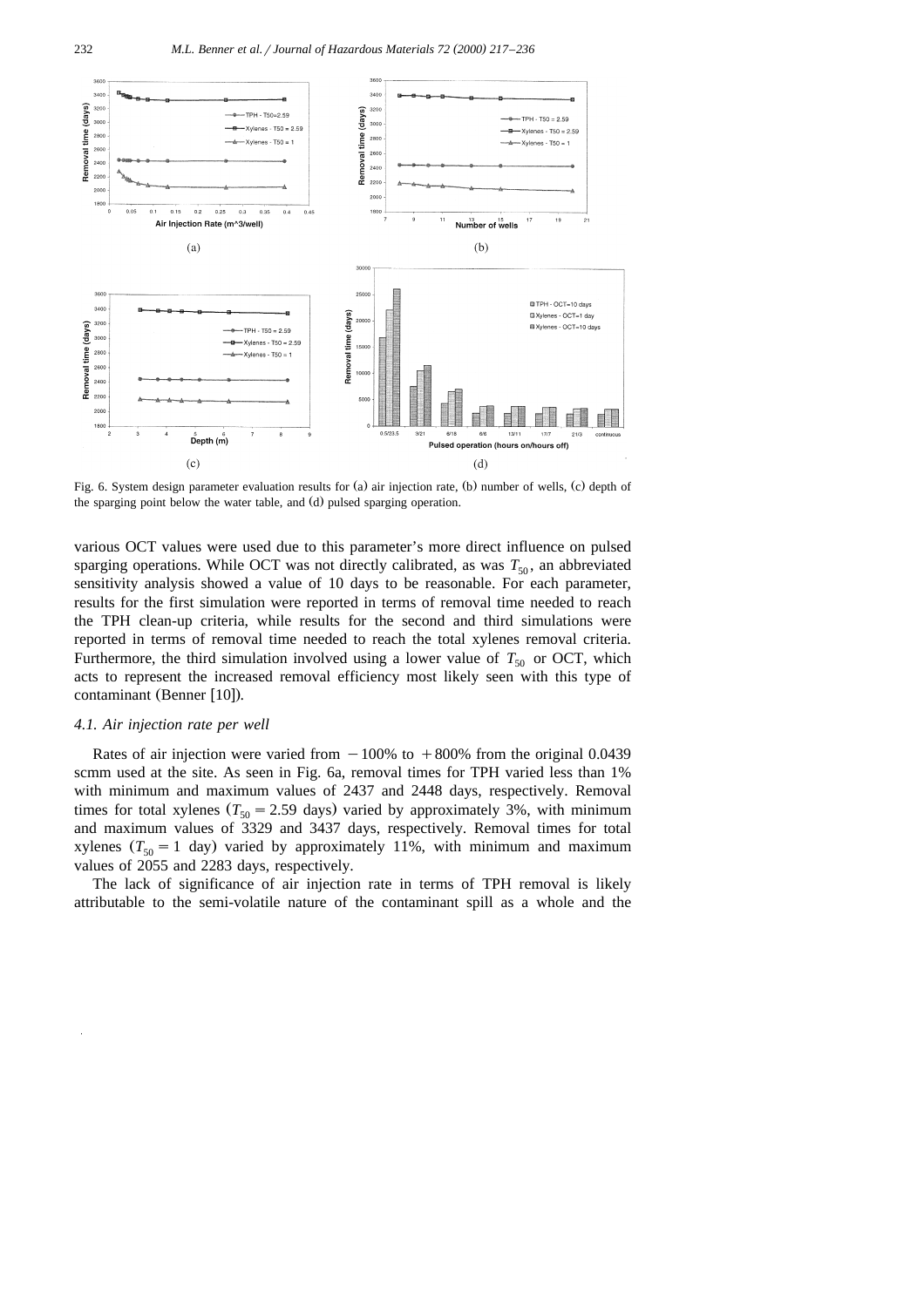Fig. 6. System design parameter evaluation results for (a) air injection rate, (b) number of wells, (c) depth of the sparging point below the water table, and (d) pulsed sparging operation.

various OCT values were used due to this parameter's more direct influence on pulsed sparging operations. While OCT was not directly calibrated, as was $T_{50}$, an abbreviated sensitivity analysis showed a value of 10 days to be reasonable. For each parameter, results for the first simulation were reported in terms of removal time needed to reach the TPH clean-up criteria, while results for the second and third simulations were reported in terms of removal time needed to reach the total xylenes removal criteria. Furthermore, the third simulation involved using a lower value of $T_{50}$ or OCT, which acts to represent the increased removal efficiency most likely seen with this type of contaminant (Benner [10]).

### 4.1. Air injection rate per well

Rates of air injection were varied from $-100\%$ to $+800\%$ from the original 0.0439 scmm used at the site. As seen in Fig. 6a, removal times for TPH varied less than 1% with minimum and maximum values of 2437 and 2448 days, respectively. Removal times for total xylenes ($T_{50} = 2.59$ days) varied by approximately 3%, with minimum and maximum values of 3329 and 3437 days, respectively. Removal times for total xylenes ($T_{50} = 1$ day) varied by approximately 11%, with minimum and maximum values of 2055 and 2283 days, respectively.

The lack of significance of air injection rate in terms of TPH removal is likely attributable to the semi-volatile nature of the contaminant spill as a whole and the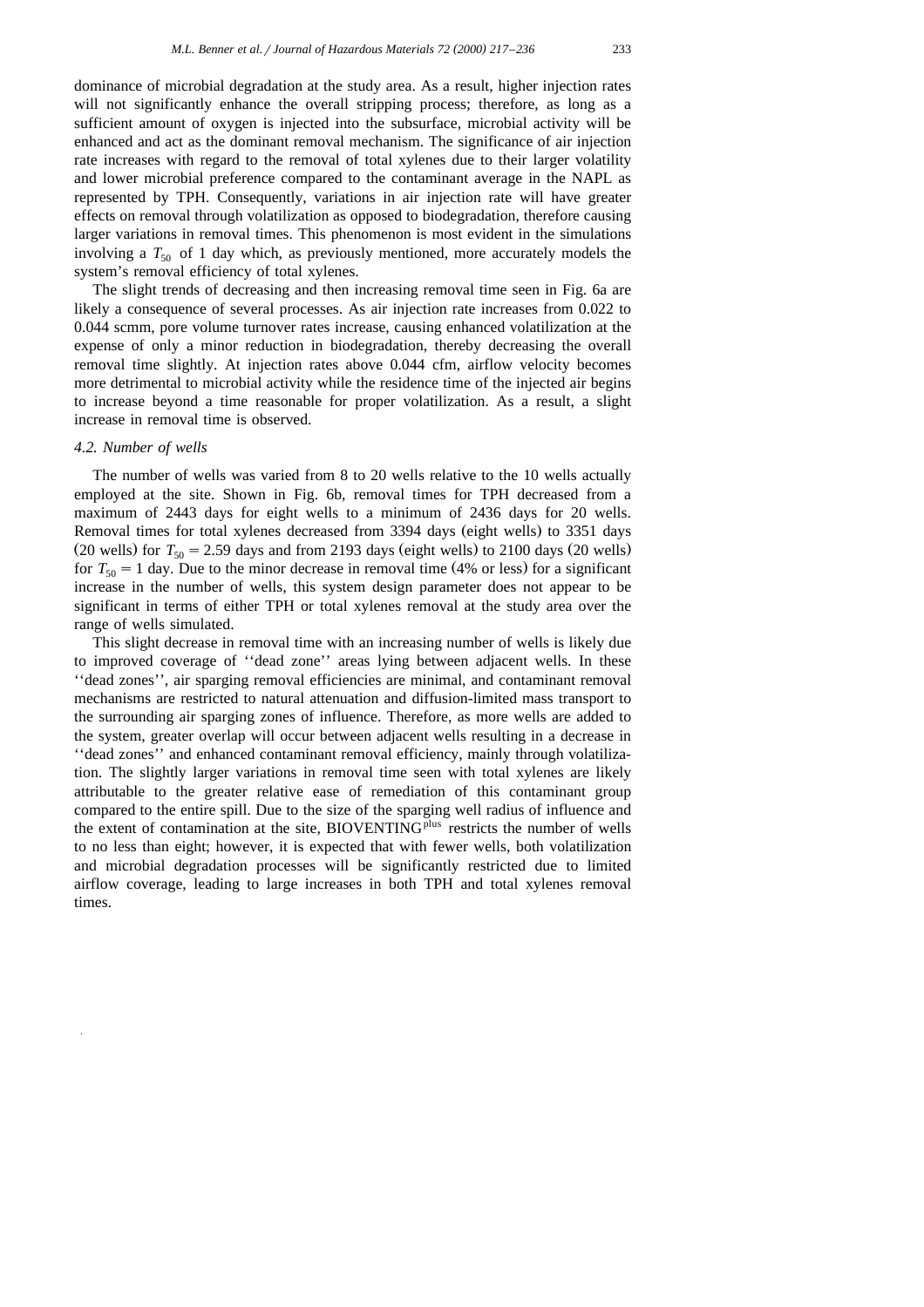dominance of microbial degradation at the study area. As a result, higher injection rates will not significantly enhance the overall stripping process; therefore, as long as a sufficient amount of oxygen is injected into the subsurface, microbial activity will be enhanced and act as the dominant removal mechanism. The significance of air injection rate increases with regard to the removal of total xylenes due to their larger volatility and lower microbial preference compared to the contaminant average in the NAPL as represented by TPH. Consequently, variations in air injection rate will have greater effects on removal through volatilization as opposed to biodegradation, therefore causing larger variations in removal times. This phenomenon is most evident in the simulations involving a $T_{50}$ of 1 day which, as previously mentioned, more accurately models the system's removal efficiency of total xylenes.

The slight trends of decreasing and then increasing removal time seen in Fig. 6a are likely a consequence of several processes. As air injection rate increases from 0.022 to 0.044 scmm, pore volume turnover rates increase, causing enhanced volatilization at the expense of only a minor reduction in biodegradation, thereby decreasing the overall removal time slightly. At injection rates above 0.044 cfm, airflow velocity becomes more detrimental to microbial activity while the residence time of the injected air begins to increase beyond a time reasonable for proper volatilization. As a result, a slight increase in removal time is observed.

### *4.2. Number of wells*

The number of wells was varied from 8 to 20 wells relative to the 10 wells actually employed at the site. Shown in Fig. 6b, removal times for TPH decreased from a maximum of 2443 days for eight wells to a minimum of 2436 days for 20 wells. Removal times for total xylenes decreased from 3394 days (eight wells) to 3351 days (20 wells) for $T_{50} = 2.59$ days and from 2193 days (eight wells) to 2100 days (20 wells) for $T_{50} = 1$ day. Due to the minor decrease in removal time (4% or less) for a significant increase in the number of wells, this system design parameter does not appear to be significant in terms of either TPH or total xylenes removal at the study area over the range of wells simulated.

This slight decrease in removal time with an increasing number of wells is likely due to improved coverage of ''dead zone'' areas lying between adjacent wells. In these ''dead zones'', air sparging removal efficiencies are minimal, and contaminant removal mechanisms are restricted to natural attenuation and diffusion-limited mass transport to the surrounding air sparging zones of influence. Therefore, as more wells are added to the system, greater overlap will occur between adjacent wells resulting in a decrease in ''dead zones'' and enhanced contaminant removal efficiency, mainly through volatilization. The slightly larger variations in removal time seen with total xylenes are likely attributable to the greater relative ease of remediation of this contaminant group compared to the entire spill. Due to the size of the sparging well radius of influence and the extent of contamination at the site, BIOVENTING$^{plus}$ restricts the number of wells to no less than eight; however, it is expected that with fewer wells, both volatilization and microbial degradation processes will be significantly restricted due to limited airflow coverage, leading to large increases in both TPH and total xylenes removal times.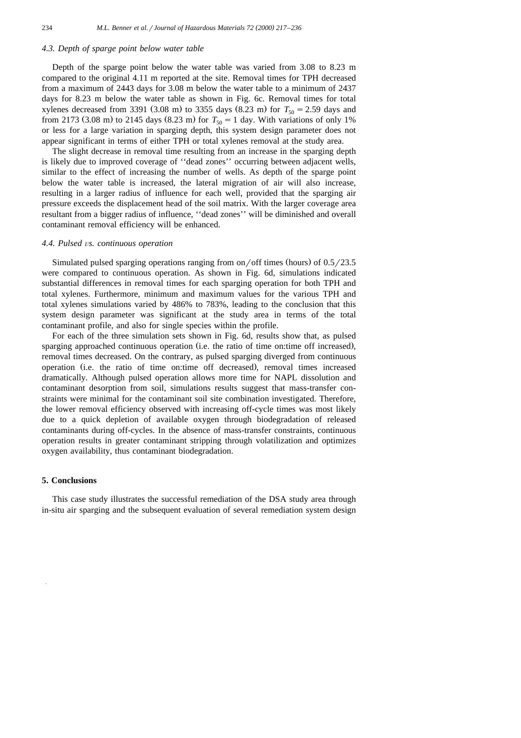### 4.3. Depth of sparge point below water table

Depth of the sparge point below the water table was varied from 3.08 to 8.23 m compared to the original 4.11 m reported at the site. Removal times for TPH decreased from a maximum of 2443 days for 3.08 m below the water table to a minimum of 2437 days for 8.23 m below the water table as shown in Fig. 6c. Removal times for total xylenes decreased from 3391 (3.08 m) to 3355 days (8.23 m) for $T_{50} = 2.59$ days and from 2173 (3.08 m) to 2145 days (8.23 m) for $T_{50} = 1$ day. With variations of only 1% or less for a large variation in sparging depth, this system design parameter does not appear significant in terms of either TPH or total xylenes removal at the study area.

The slight decrease in removal time resulting from an increase in the sparging depth is likely due to improved coverage of ''dead zones'' occurring between adjacent wells, similar to the effect of increasing the number of wells. As depth of the sparge point below the water table is increased, the lateral migration of air will also increase, resulting in a larger radius of influence for each well, provided that the sparging air pressure exceeds the displacement head of the soil matrix. With the larger coverage area resultant from a bigger radius of influence, ''dead zones'' will be diminished and overall contaminant removal efficiency will be enhanced.

### 4.4. Pulsed *vs.* continuous operation

Simulated pulsed sparging operations ranging from on/off times (hours) of 0.5/23.5 were compared to continuous operation. As shown in Fig. 6d, simulations indicated substantial differences in removal times for each sparging operation for both TPH and total xylenes. Furthermore, minimum and maximum values for the various TPH and total xylenes simulations varied by 486% to 783%, leading to the conclusion that this system design parameter was significant at the study area in terms of the total contaminant profile, and also for single species within the profile.

For each of the three simulation sets shown in Fig. 6d, results show that, as pulsed sparging approached continuous operation (i.e. the ratio of time on:time off increased), removal times decreased. On the contrary, as pulsed sparging diverged from continuous operation (i.e. the ratio of time on:time off decreased), removal times increased dramatically. Although pulsed operation allows more time for NAPL dissolution and contaminant desorption from soil, simulations results suggest that mass-transfer constraints were minimal for the contaminant soil site combination investigated. Therefore, the lower removal efficiency observed with increasing off-cycle times was most likely due to a quick depletion of available oxygen through biodegradation of released contaminants during off-cycles. In the absence of mass-transfer constraints, continuous operation results in greater contaminant stripping through volatilization and optimizes oxygen availability, thus contaminant biodegradation.

## 5. Conclusions

This case study illustrates the successful remediation of the DSA study area through in-situ air sparging and the subsequent evaluation of several remediation system design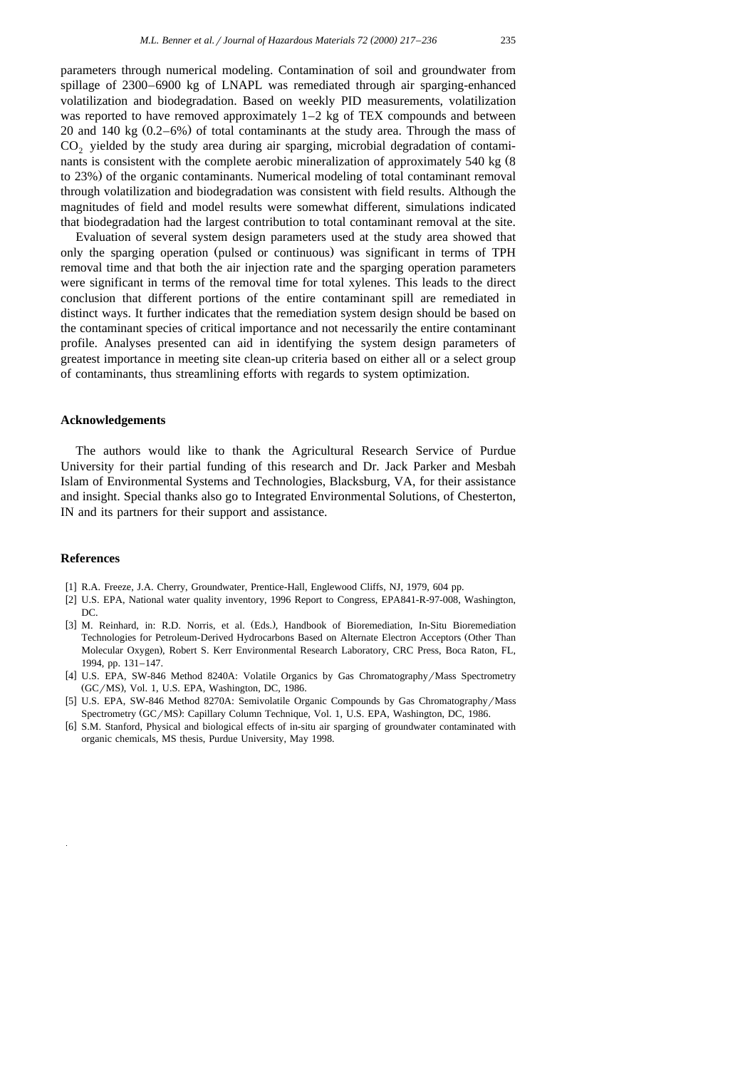parameters through numerical modeling. Contamination of soil and groundwater from spillage of 2300–6900 kg of LNAPL was remediated through air sparging-enhanced volatilization and biodegradation. Based on weekly PID measurements, volatilization was reported to have removed approximately 1–2 kg of TEX compounds and between 20 and 140 kg (0.2–6%) of total contaminants at the study area. Through the mass of $CO_2$ yielded by the study area during air sparging, microbial degradation of contaminants is consistent with the complete aerobic mineralization of approximately 540 kg (8 to 23%) of the organic contaminants. Numerical modeling of total contaminant removal through volatilization and biodegradation was consistent with field results. Although the magnitudes of field and model results were somewhat different, simulations indicated that biodegradation had the largest contribution to total contaminant removal at the site.

Evaluation of several system design parameters used at the study area showed that only the sparging operation (pulsed or continuous) was significant in terms of TPH removal time and that both the air injection rate and the sparging operation parameters were significant in terms of the removal time for total xylenes. This leads to the direct conclusion that different portions of the entire contaminant spill are remediated in distinct ways. It further indicates that the remediation system design should be based on the contaminant species of critical importance and not necessarily the entire contaminant profile. Analyses presented can aid in identifying the system design parameters of greatest importance in meeting site clean-up criteria based on either all or a select group of contaminants, thus streamlining efforts with regards to system optimization.

## Acknowledgements

The authors would like to thank the Agricultural Research Service of Purdue University for their partial funding of this research and Dr. Jack Parker and Mesbah Islam of Environmental Systems and Technologies, Blacksburg, VA, for their assistance and insight. Special thanks also go to Integrated Environmental Solutions, of Chesterton, IN and its partners for their support and assistance.

## References

[1] R.A. Freeze, J.A. Cherry, Groundwater, Prentice-Hall, Englewood Cliffs, NJ, 1979, 604 pp.

[2] U.S. EPA, National water quality inventory, 1996 Report to Congress, EPA841-R-97-008, Washington, DC.

[3] M. Reinhard, in: R.D. Norris, et al. (Eds.), Handbook of Bioremediation, In-Situ Bioremediation Technologies for Petroleum-Derived Hydrocarbons Based on Alternate Electron Acceptors (Other Than Molecular Oxygen), Robert S. Kerr Environmental Research Laboratory, CRC Press, Boca Raton, FL, 1994, pp. 131–147.

[4] U.S. EPA, SW-846 Method 8240A: Volatile Organics by Gas Chromatography/Mass Spectrometry (GC/MS), Vol. 1, U.S. EPA, Washington, DC, 1986.

[5] U.S. EPA, SW-846 Method 8270A: Semivolatile Organic Compounds by Gas Chromatography/Mass Spectrometry (GC/MS): Capillary Column Technique, Vol. 1, U.S. EPA, Washington, DC, 1986.

[6] S.M. Stanford, Physical and biological effects of in-situ air sparging of groundwater contaminated with organic chemicals, MS thesis, Purdue University, May 1998.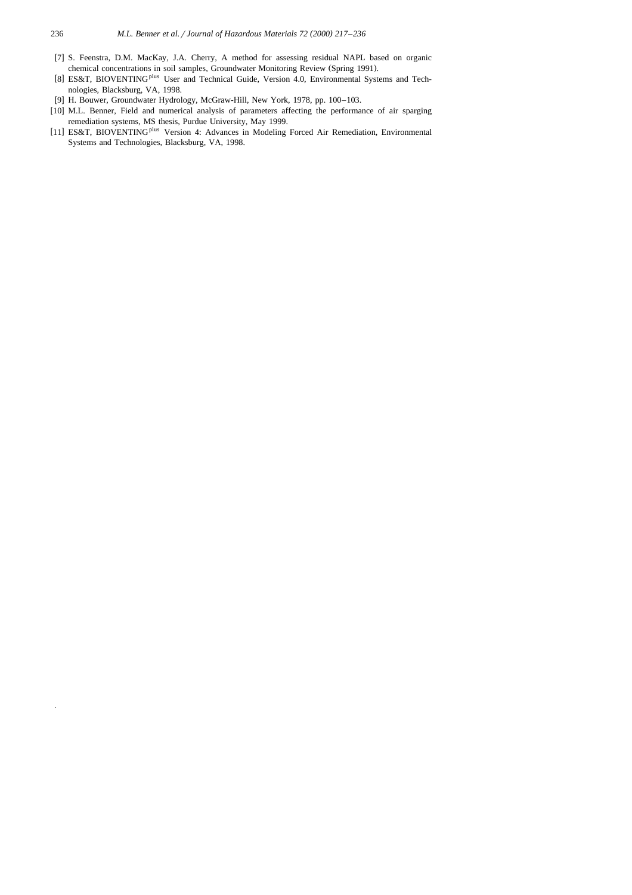[7] S. Feenstra, D.M. MacKay, J.A. Cherry, A method for assessing residual NAPL based on organic chemical concentrations in soil samples, Groundwater Monitoring Review (Spring 1991).

[8] ES&T, BIOVENTING[plus] User and Technical Guide, Version 4.0, Environmental Systems and Technologies, Blacksburg, VA, 1998.

[9] H. Bouwer, Groundwater Hydrology, McGraw-Hill, New York, 1978, pp. 100–103.

[10] M.L. Benner, Field and numerical analysis of parameters affecting the performance of air sparging remediation systems, MS thesis, Purdue University, May 1999.

[11] ES&T, BIOVENTING[plus] Version 4: Advances in Modeling Forced Air Remediation, Environmental Systems and Technologies, Blacksburg, VA, 1998.